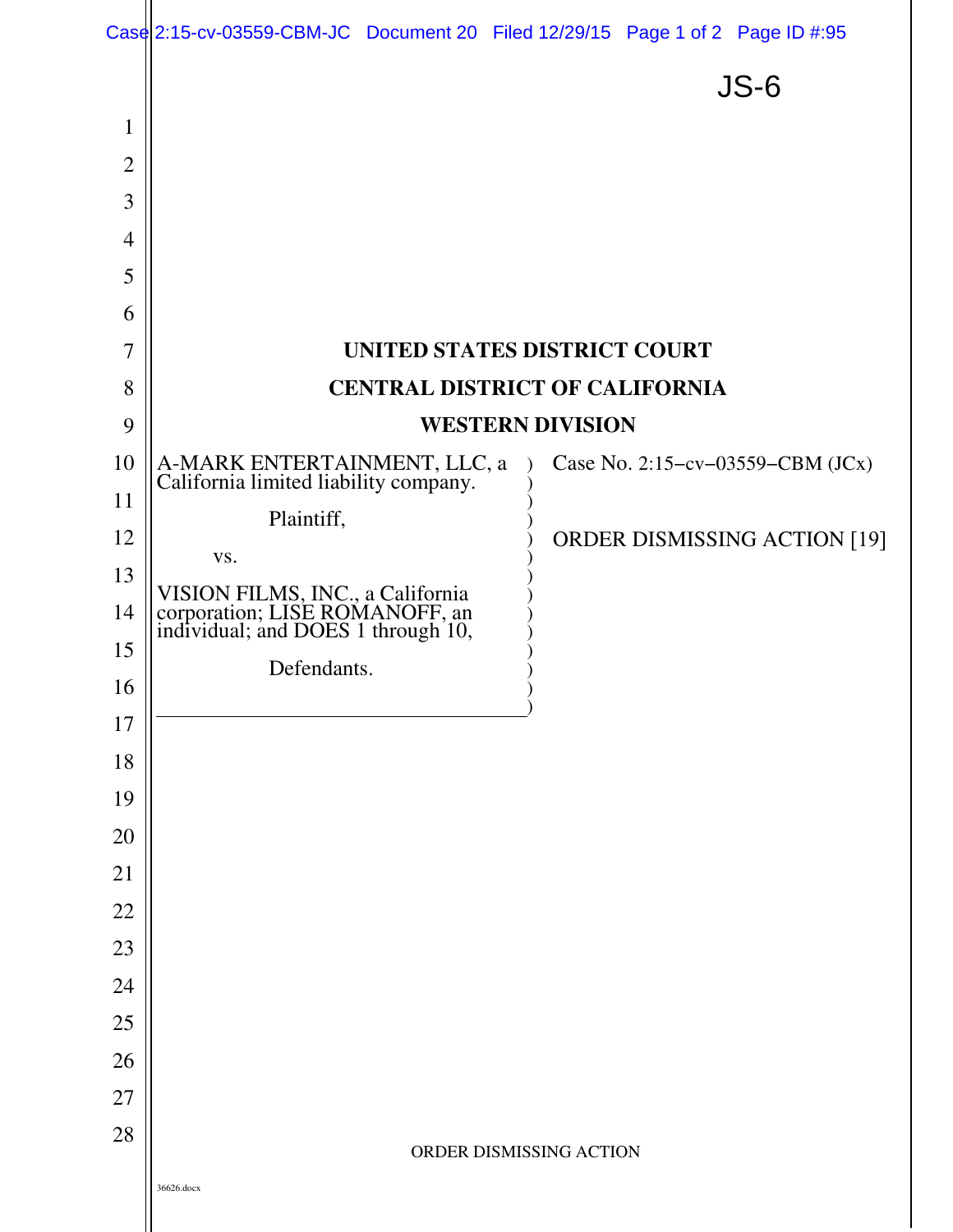JS-6

**UNITED STATES DISTRICT COURT**

**CENTRAL DISTRICT OF CALIFORNIA**

**WESTERN DIVISION**

A-MARK ENTERTAINMENT, LLC, a California limited liability company.

Plaintiff,

vs.

VISION FILMS, INC., a California corporation; LISE ROMANOFF, an individual; and DOES 1 through 10,

Defendants.

Case No. 2:15–cv–03559–CBM (JCx)

ORDER DISMISSING ACTION [19]

ORDER DISMISSING ACTION

36626.docx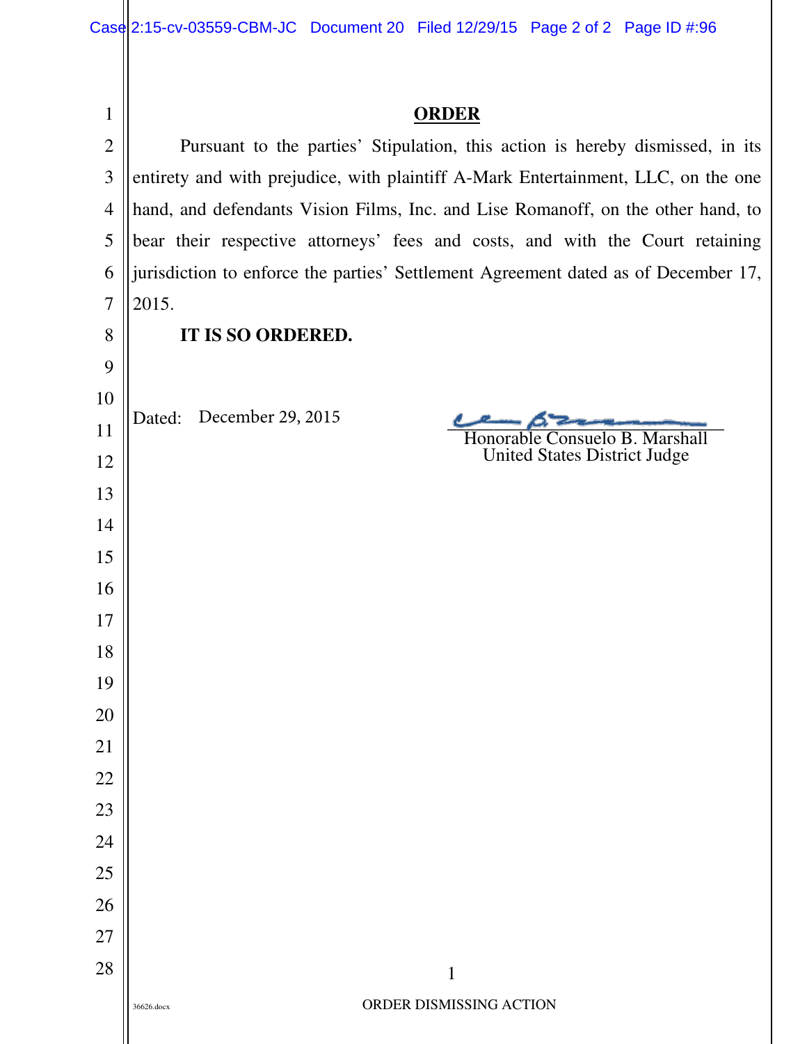# ORDER

Pursuant to the parties' Stipulation, this action is hereby dismissed, in its entirety and with prejudice, with plaintiff A-Mark Entertainment, LLC, on the one hand, and defendants Vision Films, Inc. and Lise Romanoff, on the other hand, to bear their respective attorneys' fees and costs, and with the Court retaining jurisdiction to enforce the parties' Settlement Agreement dated as of December 17, 2015.

**IT IS SO ORDERED.**

Dated: December 29, 2015

Honorable Consuelo B. Marshall
United States District Judge

36626.docx

ORDER DISMISSING ACTION